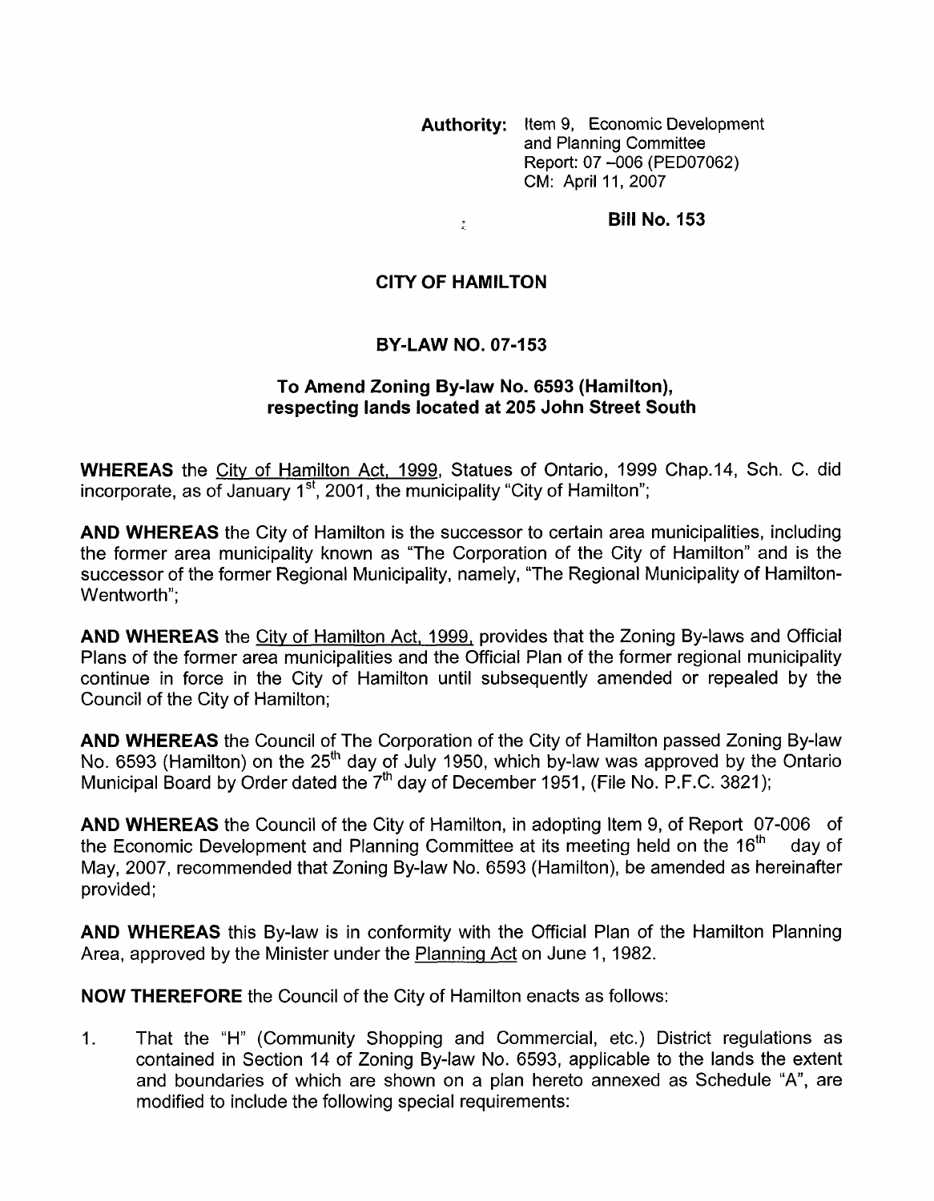**Authority:** Item 9, Economic Development and Planning Committee
Report: 07 –006 (PED07062)
CM: April 11, 2007

**Bill No. 153**

# CITY OF HAMILTON

## BY-LAW NO. 07-153

### To Amend Zoning By-law No. 6593 (Hamilton), respecting lands located at 205 John Street South

**WHEREAS** the City of Hamilton Act, 1999, Statues of Ontario, 1999 Chap.14, Sch. C. did incorporate, as of January 1st, 2001, the municipality "City of Hamilton";

**AND WHEREAS** the City of Hamilton is the successor to certain area municipalities, including the former area municipality known as "The Corporation of the City of Hamilton" and is the successor of the former Regional Municipality, namely, "The Regional Municipality of Hamilton-Wentworth";

**AND WHEREAS** the City of Hamilton Act, 1999, provides that the Zoning By-laws and Official Plans of the former area municipalities and the Official Plan of the former regional municipality continue in force in the City of Hamilton until subsequently amended or repealed by the Council of the City of Hamilton;

**AND WHEREAS** the Council of The Corporation of the City of Hamilton passed Zoning By-law No. 6593 (Hamilton) on the 25th day of July 1950, which by-law was approved by the Ontario Municipal Board by Order dated the 7th day of December 1951, (File No. P.F.C. 3821);

**AND WHEREAS** the Council of the City of Hamilton, in adopting Item 9, of Report 07-006 of the Economic Development and Planning Committee at its meeting held on the 16th day of May, 2007, recommended that Zoning By-law No. 6593 (Hamilton), be amended as hereinafter provided;

**AND WHEREAS** this By-law is in conformity with the Official Plan of the Hamilton Planning Area, approved by the Minister under the Planning Act on June 1, 1982.

**NOW THEREFORE** the Council of the City of Hamilton enacts as follows:

1. That the "H" (Community Shopping and Commercial, etc.) District regulations as contained in Section 14 of Zoning By-law No. 6593, applicable to the lands the extent and boundaries of which are shown on a plan hereto annexed as Schedule "A", are modified to include the following special requirements: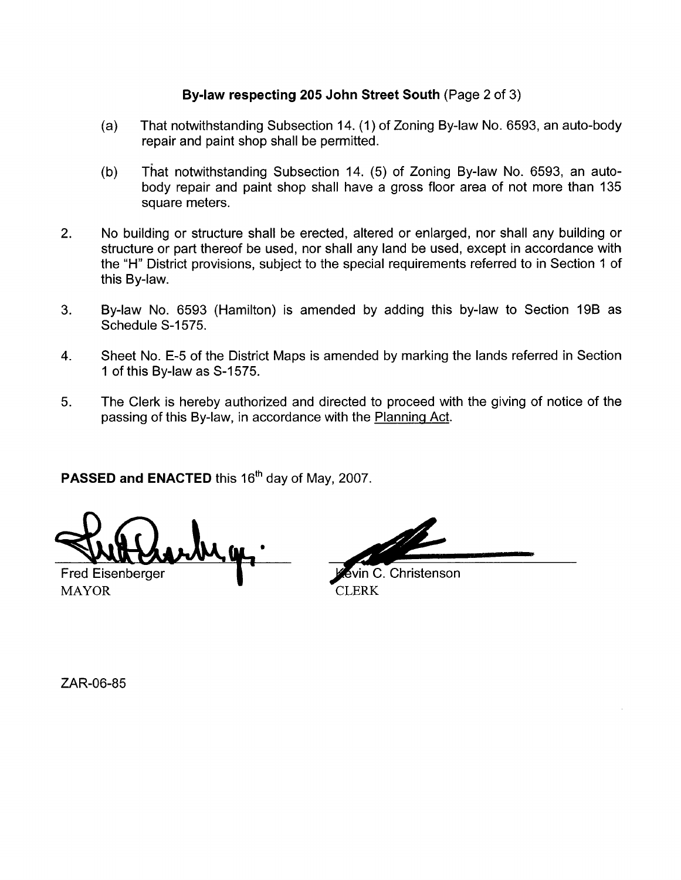**By-law respecting 205 John Street South** (Page 2 of 3)

(a) That notwithstanding Subsection 14. (1) of Zoning By-law No. 6593, an auto-body repair and paint shop shall be permitted.

(b) That notwithstanding Subsection 14. (5) of Zoning By-law No. 6593, an auto-body repair and paint shop shall have a gross floor area of not more than 135 square meters.

2. No building or structure shall be erected, altered or enlarged, nor shall any building or structure or part thereof be used, nor shall any land be used, except in accordance with the "H" District provisions, subject to the special requirements referred to in Section 1 of this By-law.

3. By-law No. 6593 (Hamilton) is amended by adding this by-law to Section 19B as Schedule S-1575.

4. Sheet No. E-5 of the District Maps is amended by marking the lands referred in Section 1 of this By-law as S-1575.

5. The Clerk is hereby authorized and directed to proceed with the giving of notice of the passing of this By-law, in accordance with the Planning Act.

**PASSED and ENACTED** this 16th day of May, 2007.

Fred Eisenberger
MAYOR

Kevin C. Christenson
CLERK

ZAR-06-85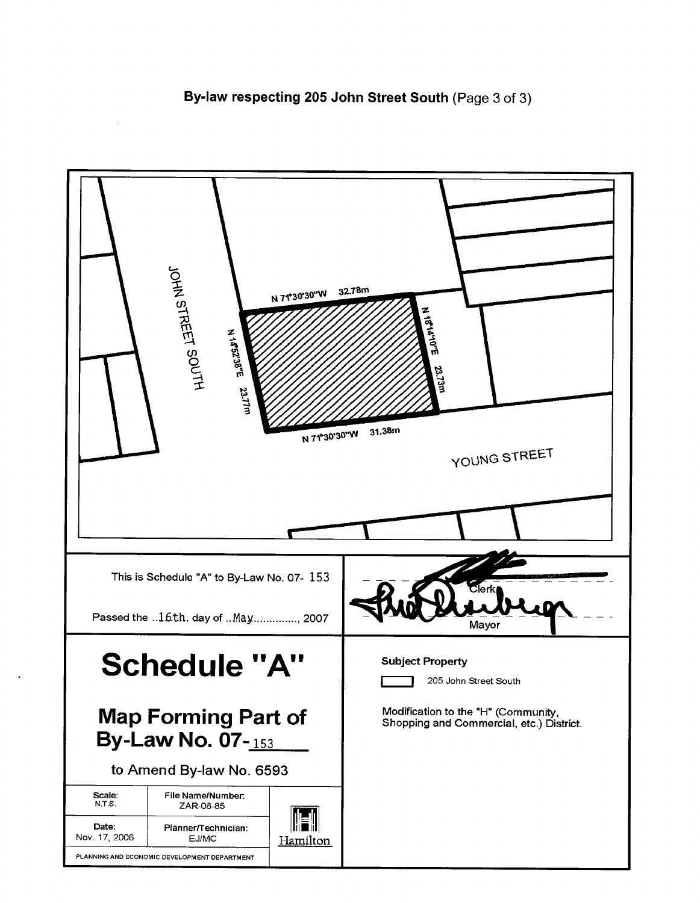By-law respecting 205 John Street South (Page 3 of 3)

JOHN STREET SOUTH

N 71°30'30"W 32.78m

N 14°52'38"E 23.77m

N 18°14'10"E 23.73m

N 71°30'30"W 31.38m

YOUNG STREET

This is Schedule "A" to By-Law No. 07- 153

Passed the ..16th. day of ..May.............., 2007

Clerk

Mayor

# Schedule "A"

## Map Forming Part of By-Law No. 07-153

to Amend By-law No. 6593

| | | |
|---|---|---|
| Scale: N.T.S. | File Name/Number: ZAR-06-85 | Hamilton |
| Date: Nov. 17, 2006 | Planner/Technician: EJ/MC | |
| PLANNING AND ECONOMIC DEVELOPMENT DEPARTMENT | | |

**Subject Property**

205 John Street South

Modification to the "H" (Community, Shopping and Commercial, etc.) District.